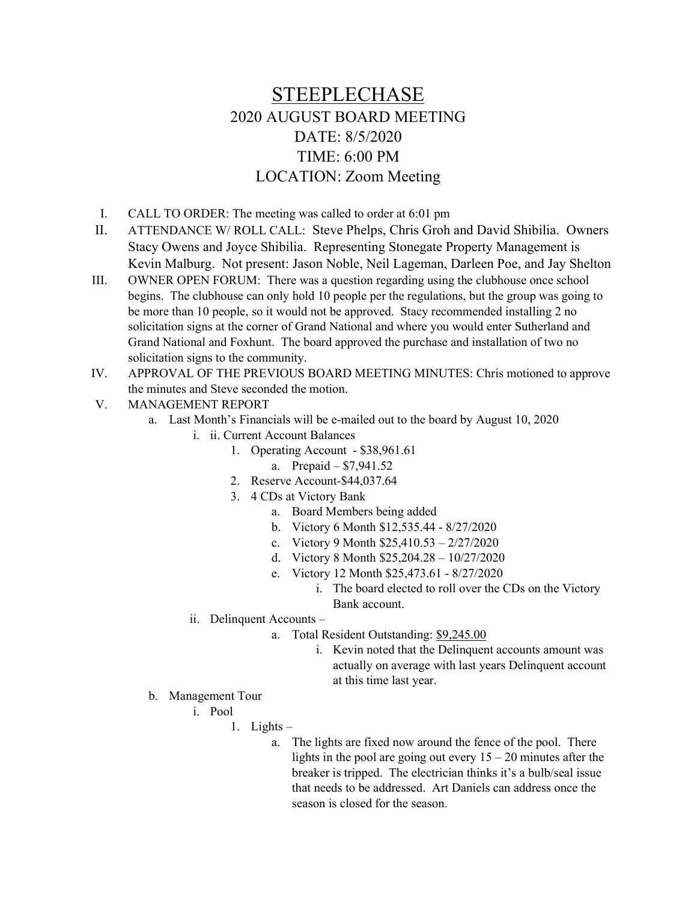# STEEPLECHASE

## 2020 AUGUST BOARD MEETING

## DATE: 8/5/2020

## TIME: 6:00 PM

## LOCATION: Zoom Meeting

I. CALL TO ORDER: The meeting was called to order at 6:01 pm

II. ATTENDANCE W/ ROLL CALL: Steve Phelps, Chris Groh and David Shibilia. Owners Stacy Owens and Joyce Shibilia. Representing Stonegate Property Management is Kevin Malburg. Not present: Jason Noble, Neil Lageman, Darleen Poe, and Jay Shelton

III. OWNER OPEN FORUM: There was a question regarding using the clubhouse once school begins. The clubhouse can only hold 10 people per the regulations, but the group was going to be more than 10 people, so it would not be approved. Stacy recommended installing 2 no solicitation signs at the corner of Grand National and where you would enter Sutherland and Grand National and Foxhunt. The board approved the purchase and installation of two no solicitation signs to the community.

IV. APPROVAL OF THE PREVIOUS BOARD MEETING MINUTES: Chris motioned to approve the minutes and Steve seconded the motion.

V. MANAGEMENT REPORT

   a. Last Month's Financials will be e-mailed out to the board by August 10, 2020

      i. ii. Current Account Balances

         1. Operating Account - $38,961.61

            a. Prepaid – $7,941.52

         2. Reserve Account-$44,037.64

         3. 4 CDs at Victory Bank

            a. Board Members being added

            b. Victory 6 Month $12,535.44 - 8/27/2020

            c. Victory 9 Month $25,410.53 – 2/27/2020

            d. Victory 8 Month $25,204.28 – 10/27/2020

            e. Victory 12 Month $25,473.61 - 8/27/2020

               i. The board elected to roll over the CDs on the Victory Bank account.

      ii. Delinquent Accounts –

         a. Total Resident Outstanding: $9,245.00

            i. Kevin noted that the Delinquent accounts amount was actually on average with last years Delinquent account at this time last year.

   b. Management Tour

      i. Pool

         1. Lights –

            a. The lights are fixed now around the fence of the pool. There lights in the pool are going out every 15 – 20 minutes after the breaker is tripped. The electrician thinks it's a bulb/seal issue that needs to be addressed. Art Daniels can address once the season is closed for the season.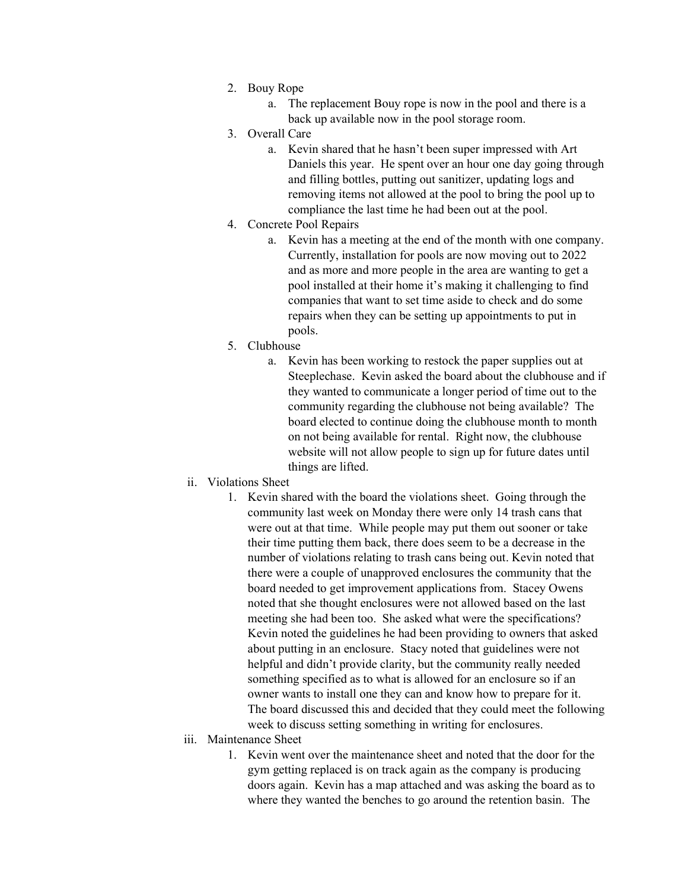2. Bouy Rope
    a. The replacement Bouy rope is now in the pool and there is a back up available now in the pool storage room.
3. Overall Care
    a. Kevin shared that he hasn't been super impressed with Art Daniels this year. He spent over an hour one day going through and filling bottles, putting out sanitizer, updating logs and removing items not allowed at the pool to bring the pool up to compliance the last time he had been out at the pool.
4. Concrete Pool Repairs
    a. Kevin has a meeting at the end of the month with one company. Currently, installation for pools are now moving out to 2022 and as more and more people in the area are wanting to get a pool installed at their home it's making it challenging to find companies that want to set time aside to check and do some repairs when they can be setting up appointments to put in pools.
5. Clubhouse
    a. Kevin has been working to restock the paper supplies out at Steeplechase. Kevin asked the board about the clubhouse and if they wanted to communicate a longer period of time out to the community regarding the clubhouse not being available? The board elected to continue doing the clubhouse month to month on not being available for rental. Right now, the clubhouse website will not allow people to sign up for future dates until things are lifted.

ii. Violations Sheet
1. Kevin shared with the board the violations sheet. Going through the community last week on Monday there were only 14 trash cans that were out at that time. While people may put them out sooner or take their time putting them back, there does seem to be a decrease in the number of violations relating to trash cans being out. Kevin noted that there were a couple of unapproved enclosures the community that the board needed to get improvement applications from. Stacey Owens noted that she thought enclosures were not allowed based on the last meeting she had been too. She asked what were the specifications? Kevin noted the guidelines he had been providing to owners that asked about putting in an enclosure. Stacy noted that guidelines were not helpful and didn't provide clarity, but the community really needed something specified as to what is allowed for an enclosure so if an owner wants to install one they can and know how to prepare for it. The board discussed this and decided that they could meet the following week to discuss setting something in writing for enclosures.

iii. Maintenance Sheet
1. Kevin went over the maintenance sheet and noted that the door for the gym getting replaced is on track again as the company is producing doors again. Kevin has a map attached and was asking the board as to where they wanted the benches to go around the retention basin. The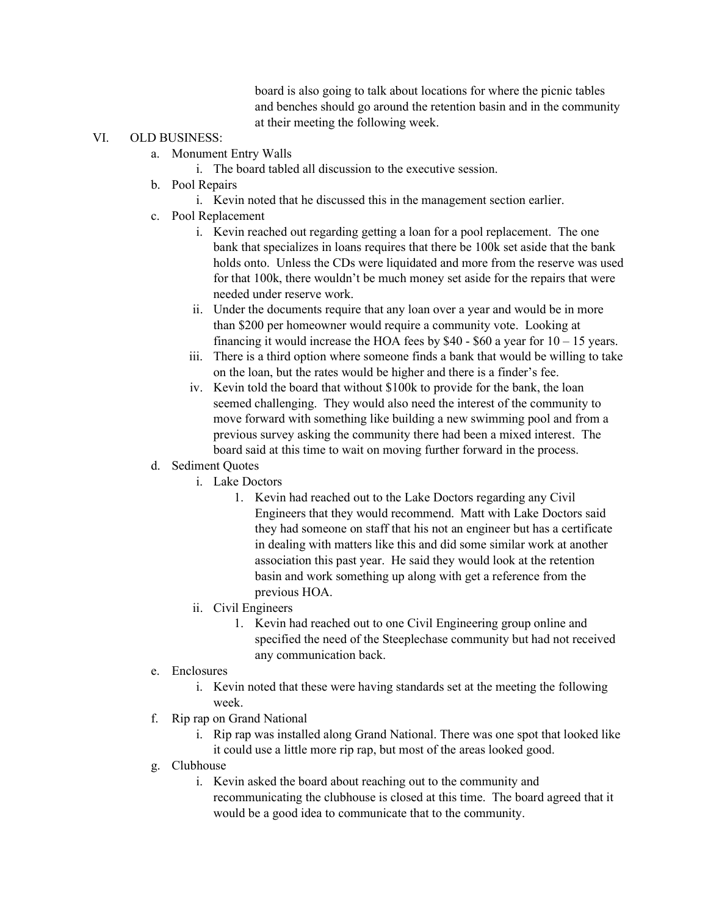board is also going to talk about locations for where the picnic tables and benches should go around the retention basin and in the community at their meeting the following week.

VI. OLD BUSINESS:

a. Monument Entry Walls
   i. The board tabled all discussion to the executive session.

b. Pool Repairs
   i. Kevin noted that he discussed this in the management section earlier.

c. Pool Replacement
   i. Kevin reached out regarding getting a loan for a pool replacement. The one bank that specializes in loans requires that there be 100k set aside that the bank holds onto. Unless the CDs were liquidated and more from the reserve was used for that 100k, there wouldn't be much money set aside for the repairs that were needed under reserve work.
   ii. Under the documents require that any loan over a year and would be in more than $200 per homeowner would require a community vote. Looking at financing it would increase the HOA fees by $40 - $60 a year for 10 – 15 years.
   iii. There is a third option where someone finds a bank that would be willing to take on the loan, but the rates would be higher and there is a finder's fee.
   iv. Kevin told the board that without $100k to provide for the bank, the loan seemed challenging. They would also need the interest of the community to move forward with something like building a new swimming pool and from a previous survey asking the community there had been a mixed interest. The board said at this time to wait on moving further forward in the process.

d. Sediment Quotes
   i. Lake Doctors
      1. Kevin had reached out to the Lake Doctors regarding any Civil Engineers that they would recommend. Matt with Lake Doctors said they had someone on staff that his not an engineer but has a certificate in dealing with matters like this and did some similar work at another association this past year. He said they would look at the retention basin and work something up along with get a reference from the previous HOA.
   ii. Civil Engineers
      1. Kevin had reached out to one Civil Engineering group online and specified the need of the Steeplechase community but had not received any communication back.

e. Enclosures
   i. Kevin noted that these were having standards set at the meeting the following week.

f. Rip rap on Grand National
   i. Rip rap was installed along Grand National. There was one spot that looked like it could use a little more rip rap, but most of the areas looked good.

g. Clubhouse
   i. Kevin asked the board about reaching out to the community and recommunicating the clubhouse is closed at this time. The board agreed that it would be a good idea to communicate that to the community.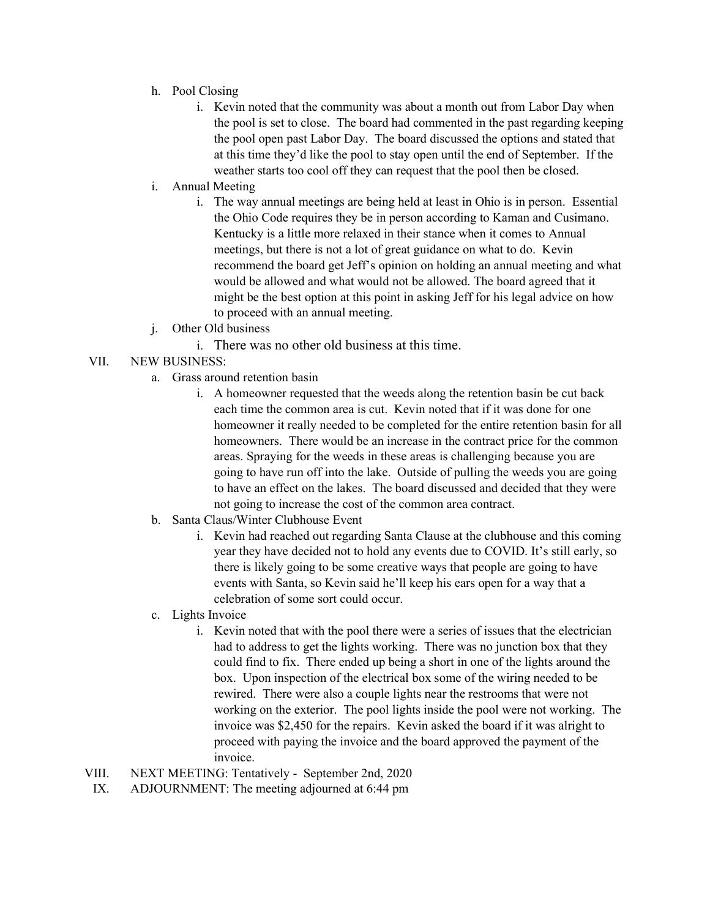h. Pool Closing
   i. Kevin noted that the community was about a month out from Labor Day when the pool is set to close. The board had commented in the past regarding keeping the pool open past Labor Day. The board discussed the options and stated that at this time they'd like the pool to stay open until the end of September. If the weather starts too cool off they can request that the pool then be closed.

i. Annual Meeting
   i. The way annual meetings are being held at least in Ohio is in person. Essential the Ohio Code requires they be in person according to Kaman and Cusimano. Kentucky is a little more relaxed in their stance when it comes to Annual meetings, but there is not a lot of great guidance on what to do. Kevin recommend the board get Jeff's opinion on holding an annual meeting and what would be allowed and what would not be allowed. The board agreed that it might be the best option at this point in asking Jeff for his legal advice on how to proceed with an annual meeting.

j. Other Old business
   i. There was no other old business at this time.

VII. NEW BUSINESS:

a. Grass around retention basin
   i. A homeowner requested that the weeds along the retention basin be cut back each time the common area is cut. Kevin noted that if it was done for one homeowner it really needed to be completed for the entire retention basin for all homeowners. There would be an increase in the contract price for the common areas. Spraying for the weeds in these areas is challenging because you are going to have run off into the lake. Outside of pulling the weeds you are going to have an effect on the lakes. The board discussed and decided that they were not going to increase the cost of the common area contract.

b. Santa Claus/Winter Clubhouse Event
   i. Kevin had reached out regarding Santa Clause at the clubhouse and this coming year they have decided not to hold any events due to COVID. It's still early, so there is likely going to be some creative ways that people are going to have events with Santa, so Kevin said he'll keep his ears open for a way that a celebration of some sort could occur.

c. Lights Invoice
   i. Kevin noted that with the pool there were a series of issues that the electrician had to address to get the lights working. There was no junction box that they could find to fix. There ended up being a short in one of the lights around the box. Upon inspection of the electrical box some of the wiring needed to be rewired. There were also a couple lights near the restrooms that were not working on the exterior. The pool lights inside the pool were not working. The invoice was $2,450 for the repairs. Kevin asked the board if it was alright to proceed with paying the invoice and the board approved the payment of the invoice.

VIII. NEXT MEETING: Tentatively - September 2nd, 2020

IX. ADJOURNMENT: The meeting adjourned at 6:44 pm